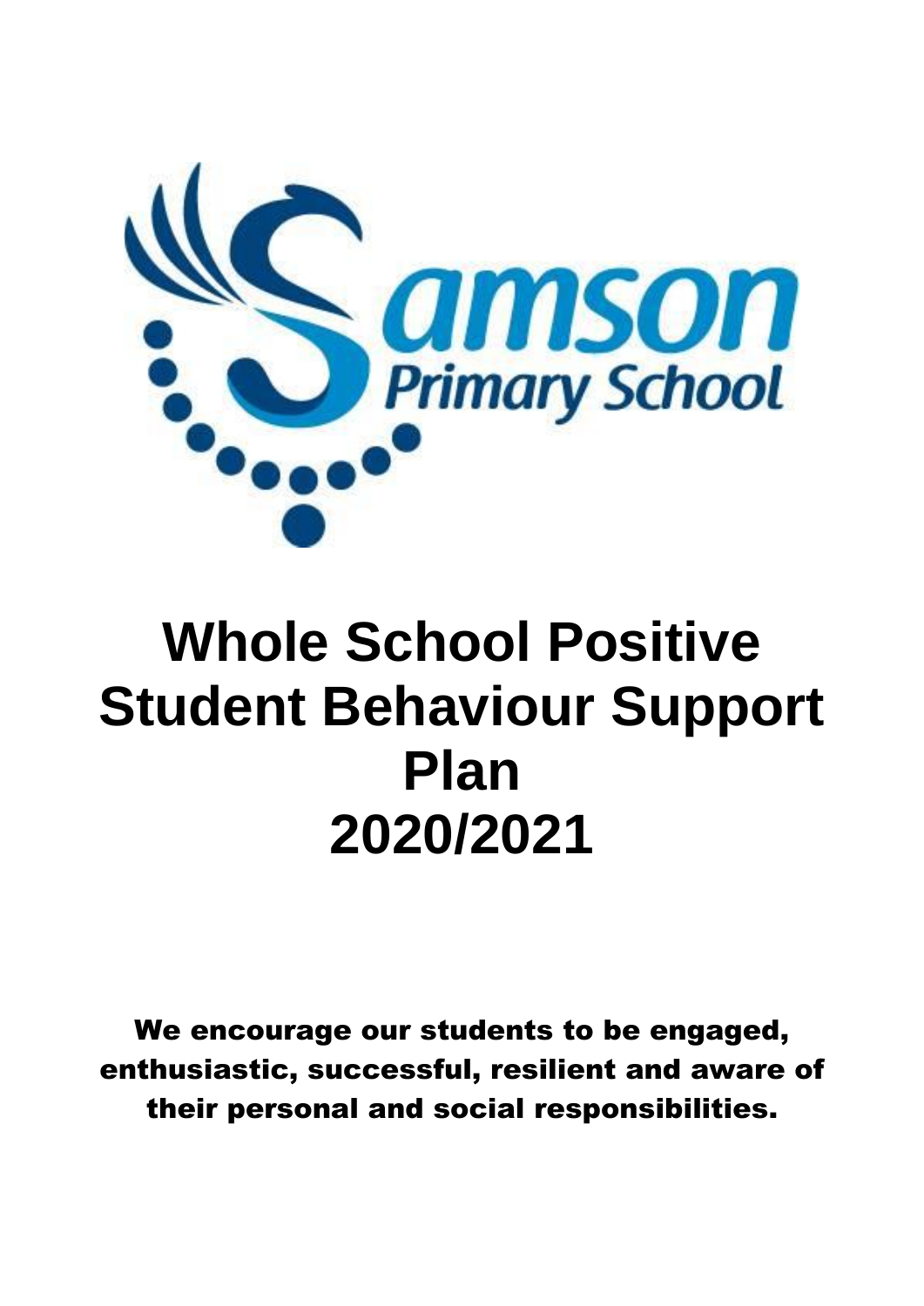Samson Primary School

# Whole School Positive Student Behaviour Support Plan 2020/2021

**We encourage our students to be engaged, enthusiastic, successful, resilient and aware of their personal and social responsibilities.**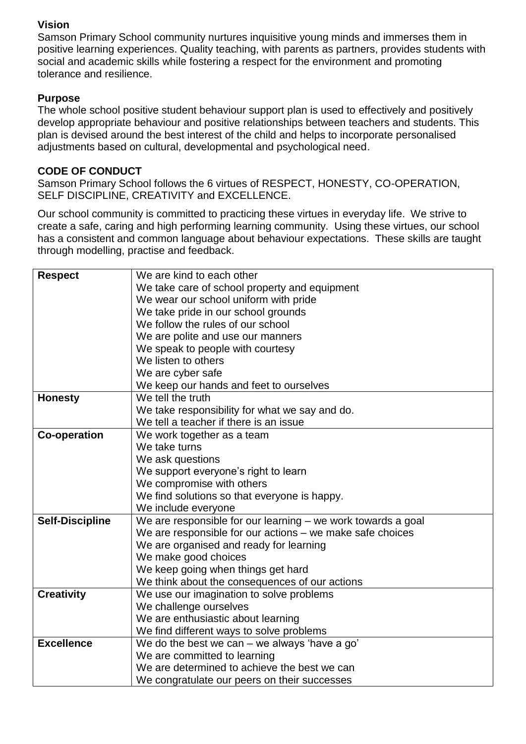### Vision

Samson Primary School community nurtures inquisitive young minds and immerses them in positive learning experiences. Quality teaching, with parents as partners, provides students with social and academic skills while fostering a respect for the environment and promoting tolerance and resilience.

### Purpose

The whole school positive student behaviour support plan is used to effectively and positively develop appropriate behaviour and positive relationships between teachers and students. This plan is devised around the best interest of the child and helps to incorporate personalised adjustments based on cultural, developmental and psychological need.

### CODE OF CONDUCT

Samson Primary School follows the 6 virtues of RESPECT, HONESTY, CO-OPERATION, SELF DISCIPLINE, CREATIVITY and EXCELLENCE.

Our school community is committed to practicing these virtues in everyday life. We strive to create a safe, caring and high performing learning community. Using these virtues, our school has a consistent and common language about behaviour expectations. These skills are taught through modelling, practise and feedback.

| | |
|---|---|
| **Respect** | We are kind to each other<br>We take care of school property and equipment<br>We wear our school uniform with pride<br>We take pride in our school grounds<br>We follow the rules of our school<br>We are polite and use our manners<br>We speak to people with courtesy<br>We listen to others<br>We are cyber safe<br>We keep our hands and feet to ourselves |
| **Honesty** | We tell the truth<br>We take responsibility for what we say and do.<br>We tell a teacher if there is an issue |
| **Co-operation** | We work together as a team<br>We take turns<br>We ask questions<br>We support everyone's right to learn<br>We compromise with others<br>We find solutions so that everyone is happy.<br>We include everyone |
| **Self-Discipline** | We are responsible for our learning – we work towards a goal<br>We are responsible for our actions – we make safe choices<br>We are organised and ready for learning<br>We make good choices<br>We keep going when things get hard<br>We think about the consequences of our actions |
| **Creativity** | We use our imagination to solve problems<br>We challenge ourselves<br>We are enthusiastic about learning<br>We find different ways to solve problems |
| **Excellence** | We do the best we can – we always 'have a go'<br>We are committed to learning<br>We are determined to achieve the best we can<br>We congratulate our peers on their successes |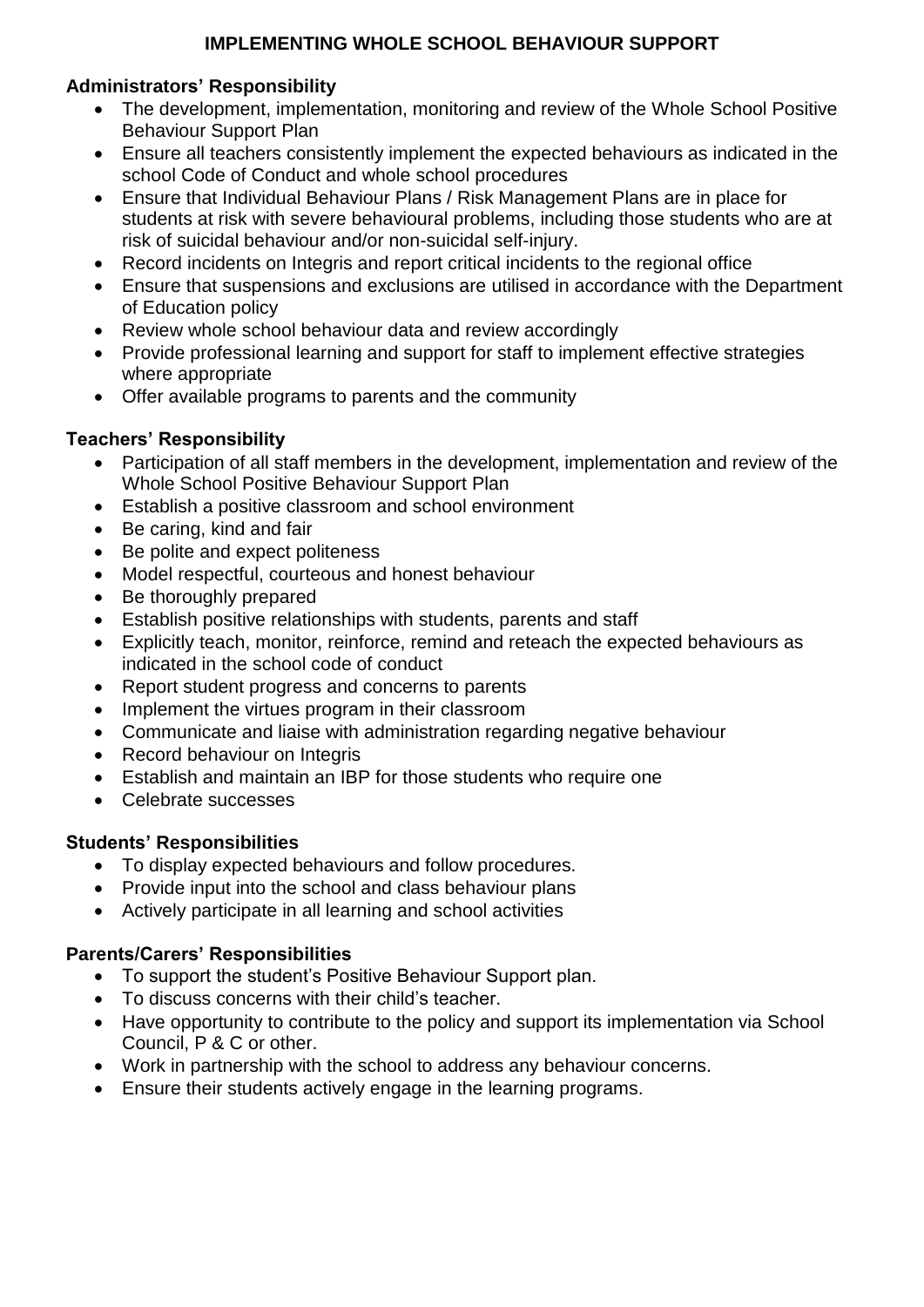# IMPLEMENTING WHOLE SCHOOL BEHAVIOUR SUPPORT

**Administrators' Responsibility**

- The development, implementation, monitoring and review of the Whole School Positive Behaviour Support Plan
- Ensure all teachers consistently implement the expected behaviours as indicated in the school Code of Conduct and whole school procedures
- Ensure that Individual Behaviour Plans / Risk Management Plans are in place for students at risk with severe behavioural problems, including those students who are at risk of suicidal behaviour and/or non-suicidal self-injury.
- Record incidents on Integris and report critical incidents to the regional office
- Ensure that suspensions and exclusions are utilised in accordance with the Department of Education policy
- Review whole school behaviour data and review accordingly
- Provide professional learning and support for staff to implement effective strategies where appropriate
- Offer available programs to parents and the community

**Teachers' Responsibility**

- Participation of all staff members in the development, implementation and review of the Whole School Positive Behaviour Support Plan
- Establish a positive classroom and school environment
- Be caring, kind and fair
- Be polite and expect politeness
- Model respectful, courteous and honest behaviour
- Be thoroughly prepared
- Establish positive relationships with students, parents and staff
- Explicitly teach, monitor, reinforce, remind and reteach the expected behaviours as indicated in the school code of conduct
- Report student progress and concerns to parents
- Implement the virtues program in their classroom
- Communicate and liaise with administration regarding negative behaviour
- Record behaviour on Integris
- Establish and maintain an IBP for those students who require one
- Celebrate successes

**Students' Responsibilities**

- To display expected behaviours and follow procedures.
- Provide input into the school and class behaviour plans
- Actively participate in all learning and school activities

**Parents/Carers' Responsibilities**

- To support the student's Positive Behaviour Support plan.
- To discuss concerns with their child's teacher.
- Have opportunity to contribute to the policy and support its implementation via School Council, P & C or other.
- Work in partnership with the school to address any behaviour concerns.
- Ensure their students actively engage in the learning programs.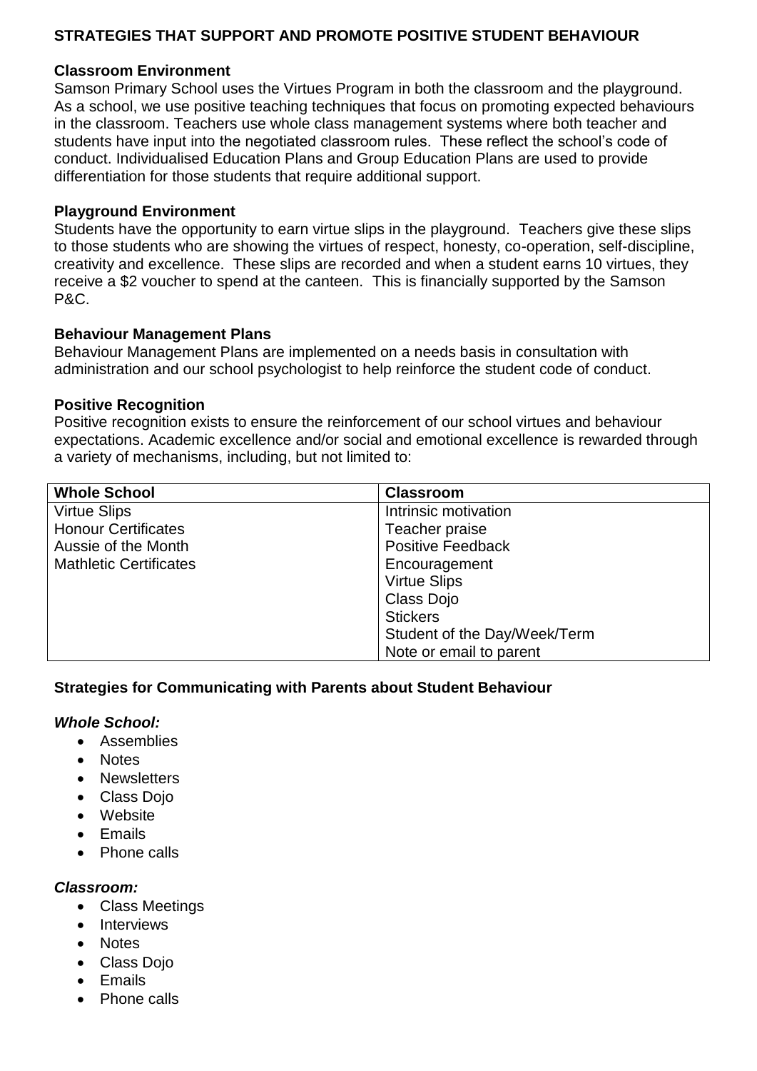## STRATEGIES THAT SUPPORT AND PROMOTE POSITIVE STUDENT BEHAVIOUR

### Classroom Environment

Samson Primary School uses the Virtues Program in both the classroom and the playground. As a school, we use positive teaching techniques that focus on promoting expected behaviours in the classroom. Teachers use whole class management systems where both teacher and students have input into the negotiated classroom rules. These reflect the school's code of conduct. Individualised Education Plans and Group Education Plans are used to provide differentiation for those students that require additional support.

### Playground Environment

Students have the opportunity to earn virtue slips in the playground. Teachers give these slips to those students who are showing the virtues of respect, honesty, co-operation, self-discipline, creativity and excellence. These slips are recorded and when a student earns 10 virtues, they receive a $2 voucher to spend at the canteen. This is financially supported by the Samson P&C.

### Behaviour Management Plans

Behaviour Management Plans are implemented on a needs basis in consultation with administration and our school psychologist to help reinforce the student code of conduct.

### Positive Recognition

Positive recognition exists to ensure the reinforcement of our school virtues and behaviour expectations. Academic excellence and/or social and emotional excellence is rewarded through a variety of mechanisms, including, but not limited to:

| Whole School | Classroom |
|---|---|
| Virtue Slips | Intrinsic motivation |
| Honour Certificates | Teacher praise |
| Aussie of the Month | Positive Feedback |
| Mathletic Certificates | Encouragement |
| | Virtue Slips |
| | Class Dojo |
| | Stickers |
| | Student of the Day/Week/Term |
| | Note or email to parent |

### Strategies for Communicating with Parents about Student Behaviour

***Whole School:***

- Assemblies
- Notes
- Newsletters
- Class Dojo
- Website
- Emails
- Phone calls

***Classroom:***

- Class Meetings
- Interviews
- Notes
- Class Dojo
- Emails
- Phone calls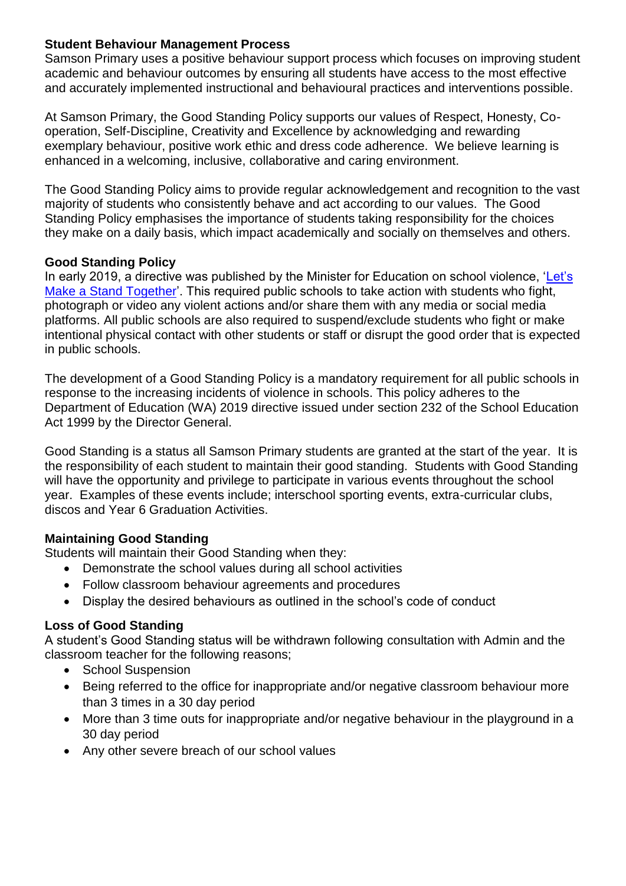**Student Behaviour Management Process**

Samson Primary uses a positive behaviour support process which focuses on improving student academic and behaviour outcomes by ensuring all students have access to the most effective and accurately implemented instructional and behavioural practices and interventions possible.

At Samson Primary, the Good Standing Policy supports our values of Respect, Honesty, Co-operation, Self-Discipline, Creativity and Excellence by acknowledging and rewarding exemplary behaviour, positive work ethic and dress code adherence. We believe learning is enhanced in a welcoming, inclusive, collaborative and caring environment.

The Good Standing Policy aims to provide regular acknowledgement and recognition to the vast majority of students who consistently behave and act according to our values. The Good Standing Policy emphasises the importance of students taking responsibility for the choices they make on a daily basis, which impact academically and socially on themselves and others.

**Good Standing Policy**

In early 2019, a directive was published by the Minister for Education on school violence, 'Let's Make a Stand Together'. This required public schools to take action with students who fight, photograph or video any violent actions and/or share them with any media or social media platforms. All public schools are also required to suspend/exclude students who fight or make intentional physical contact with other students or staff or disrupt the good order that is expected in public schools.

The development of a Good Standing Policy is a mandatory requirement for all public schools in response to the increasing incidents of violence in schools. This policy adheres to the Department of Education (WA) 2019 directive issued under section 232 of the School Education Act 1999 by the Director General.

Good Standing is a status all Samson Primary students are granted at the start of the year. It is the responsibility of each student to maintain their good standing. Students with Good Standing will have the opportunity and privilege to participate in various events throughout the school year. Examples of these events include; interschool sporting events, extra-curricular clubs, discos and Year 6 Graduation Activities.

**Maintaining Good Standing**

Students will maintain their Good Standing when they:

- Demonstrate the school values during all school activities
- Follow classroom behaviour agreements and procedures
- Display the desired behaviours as outlined in the school's code of conduct

**Loss of Good Standing**

A student's Good Standing status will be withdrawn following consultation with Admin and the classroom teacher for the following reasons;

- School Suspension
- Being referred to the office for inappropriate and/or negative classroom behaviour more than 3 times in a 30 day period
- More than 3 time outs for inappropriate and/or negative behaviour in the playground in a 30 day period
- Any other severe breach of our school values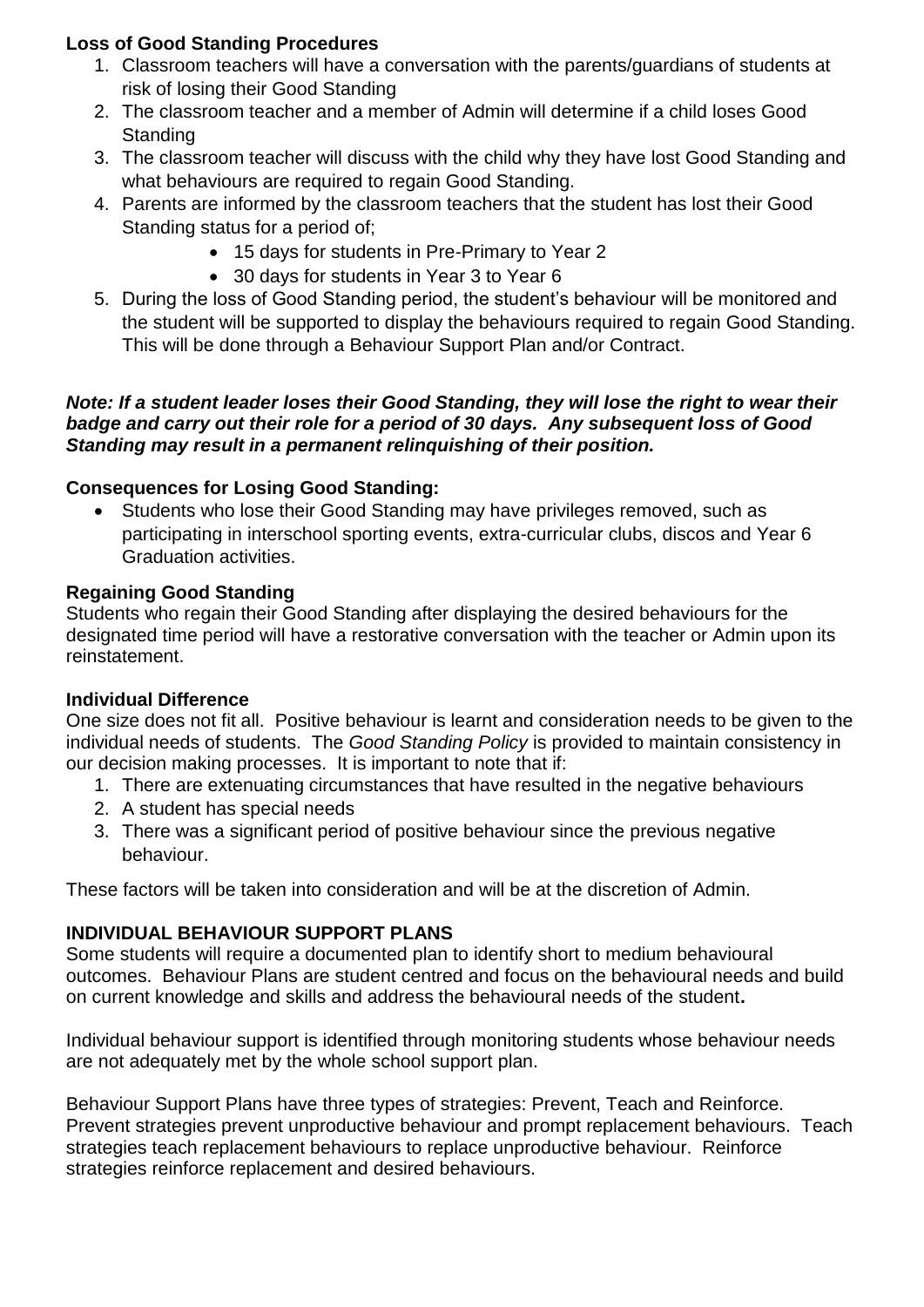**Loss of Good Standing Procedures**

1. Classroom teachers will have a conversation with the parents/guardians of students at risk of losing their Good Standing
2. The classroom teacher and a member of Admin will determine if a child loses Good Standing
3. The classroom teacher will discuss with the child why they have lost Good Standing and what behaviours are required to regain Good Standing.
4. Parents are informed by the classroom teachers that the student has lost their Good Standing status for a period of;
   - 15 days for students in Pre-Primary to Year 2
   - 30 days for students in Year 3 to Year 6
5. During the loss of Good Standing period, the student's behaviour will be monitored and the student will be supported to display the behaviours required to regain Good Standing. This will be done through a Behaviour Support Plan and/or Contract.

***Note: If a student leader loses their Good Standing, they will lose the right to wear their badge and carry out their role for a period of 30 days. Any subsequent loss of Good Standing may result in a permanent relinquishing of their position.***

**Consequences for Losing Good Standing:**

- Students who lose their Good Standing may have privileges removed, such as participating in interschool sporting events, extra-curricular clubs, discos and Year 6 Graduation activities.

**Regaining Good Standing**

Students who regain their Good Standing after displaying the desired behaviours for the designated time period will have a restorative conversation with the teacher or Admin upon its reinstatement.

**Individual Difference**

One size does not fit all. Positive behaviour is learnt and consideration needs to be given to the individual needs of students. The *Good Standing Policy* is provided to maintain consistency in our decision making processes. It is important to note that if:

1. There are extenuating circumstances that have resulted in the negative behaviours
2. A student has special needs
3. There was a significant period of positive behaviour since the previous negative behaviour.

These factors will be taken into consideration and will be at the discretion of Admin.

**INDIVIDUAL BEHAVIOUR SUPPORT PLANS**

Some students will require a documented plan to identify short to medium behavioural outcomes. Behaviour Plans are student centred and focus on the behavioural needs and build on current knowledge and skills and address the behavioural needs of the student**.**

Individual behaviour support is identified through monitoring students whose behaviour needs are not adequately met by the whole school support plan.

Behaviour Support Plans have three types of strategies: Prevent, Teach and Reinforce. Prevent strategies prevent unproductive behaviour and prompt replacement behaviours. Teach strategies teach replacement behaviours to replace unproductive behaviour. Reinforce strategies reinforce replacement and desired behaviours.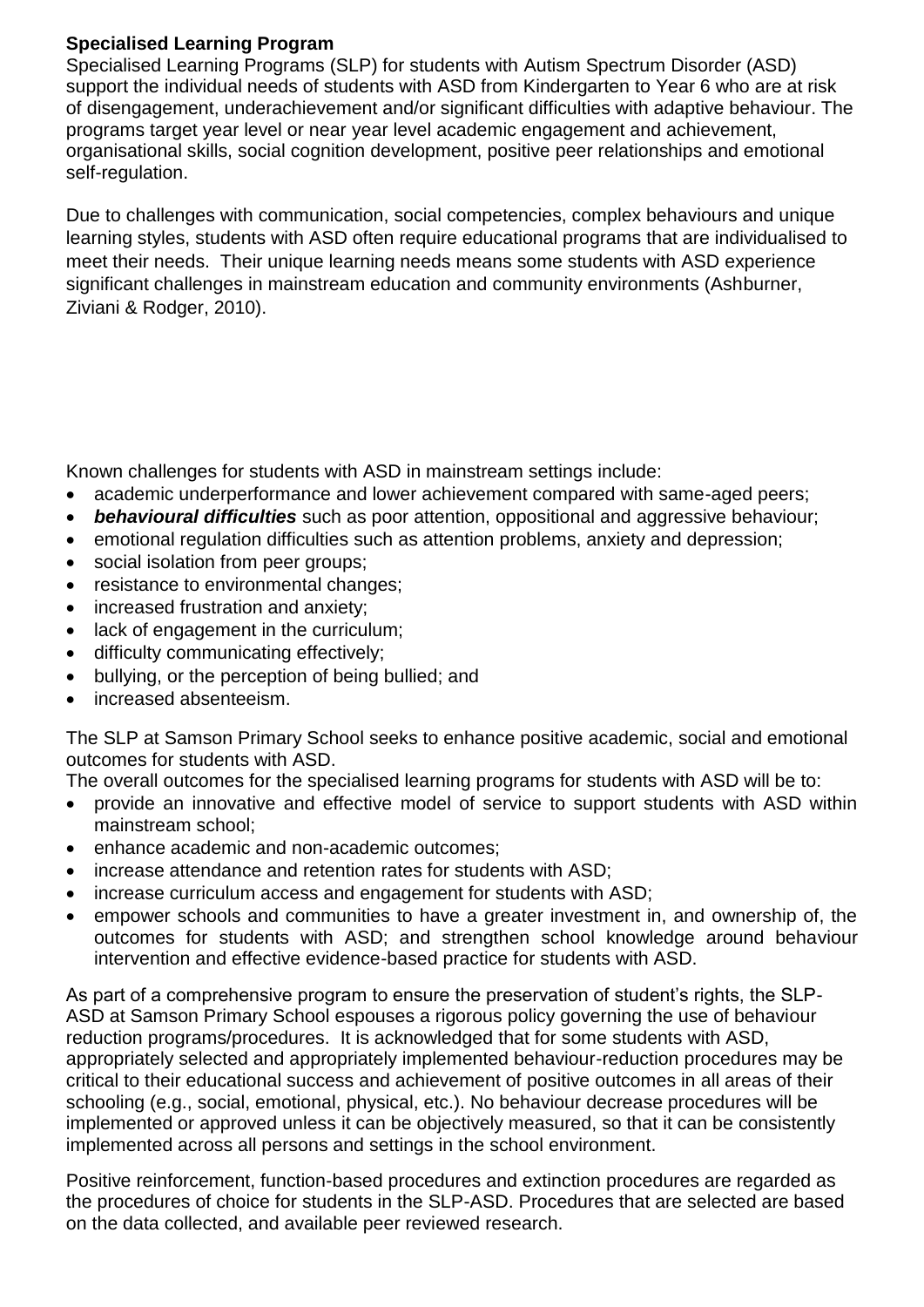**Specialised Learning Program**

Specialised Learning Programs (SLP) for students with Autism Spectrum Disorder (ASD) support the individual needs of students with ASD from Kindergarten to Year 6 who are at risk of disengagement, underachievement and/or significant difficulties with adaptive behaviour. The programs target year level or near year level academic engagement and achievement, organisational skills, social cognition development, positive peer relationships and emotional self-regulation.

Due to challenges with communication, social competencies, complex behaviours and unique learning styles, students with ASD often require educational programs that are individualised to meet their needs. Their unique learning needs means some students with ASD experience significant challenges in mainstream education and community environments (Ashburner, Ziviani & Rodger, 2010).

Known challenges for students with ASD in mainstream settings include:

- academic underperformance and lower achievement compared with same-aged peers;
- ***behavioural difficulties*** such as poor attention, oppositional and aggressive behaviour;
- emotional regulation difficulties such as attention problems, anxiety and depression;
- social isolation from peer groups;
- resistance to environmental changes;
- increased frustration and anxiety;
- lack of engagement in the curriculum;
- difficulty communicating effectively;
- bullying, or the perception of being bullied; and
- increased absenteeism.

The SLP at Samson Primary School seeks to enhance positive academic, social and emotional outcomes for students with ASD.

The overall outcomes for the specialised learning programs for students with ASD will be to:

- provide an innovative and effective model of service to support students with ASD within mainstream school;
- enhance academic and non-academic outcomes;
- increase attendance and retention rates for students with ASD;
- increase curriculum access and engagement for students with ASD;
- empower schools and communities to have a greater investment in, and ownership of, the outcomes for students with ASD; and strengthen school knowledge around behaviour intervention and effective evidence-based practice for students with ASD.

As part of a comprehensive program to ensure the preservation of student's rights, the SLP-ASD at Samson Primary School espouses a rigorous policy governing the use of behaviour reduction programs/procedures. It is acknowledged that for some students with ASD, appropriately selected and appropriately implemented behaviour-reduction procedures may be critical to their educational success and achievement of positive outcomes in all areas of their schooling (e.g., social, emotional, physical, etc.). No behaviour decrease procedures will be implemented or approved unless it can be objectively measured, so that it can be consistently implemented across all persons and settings in the school environment.

Positive reinforcement, function-based procedures and extinction procedures are regarded as the procedures of choice for students in the SLP-ASD. Procedures that are selected are based on the data collected, and available peer reviewed research.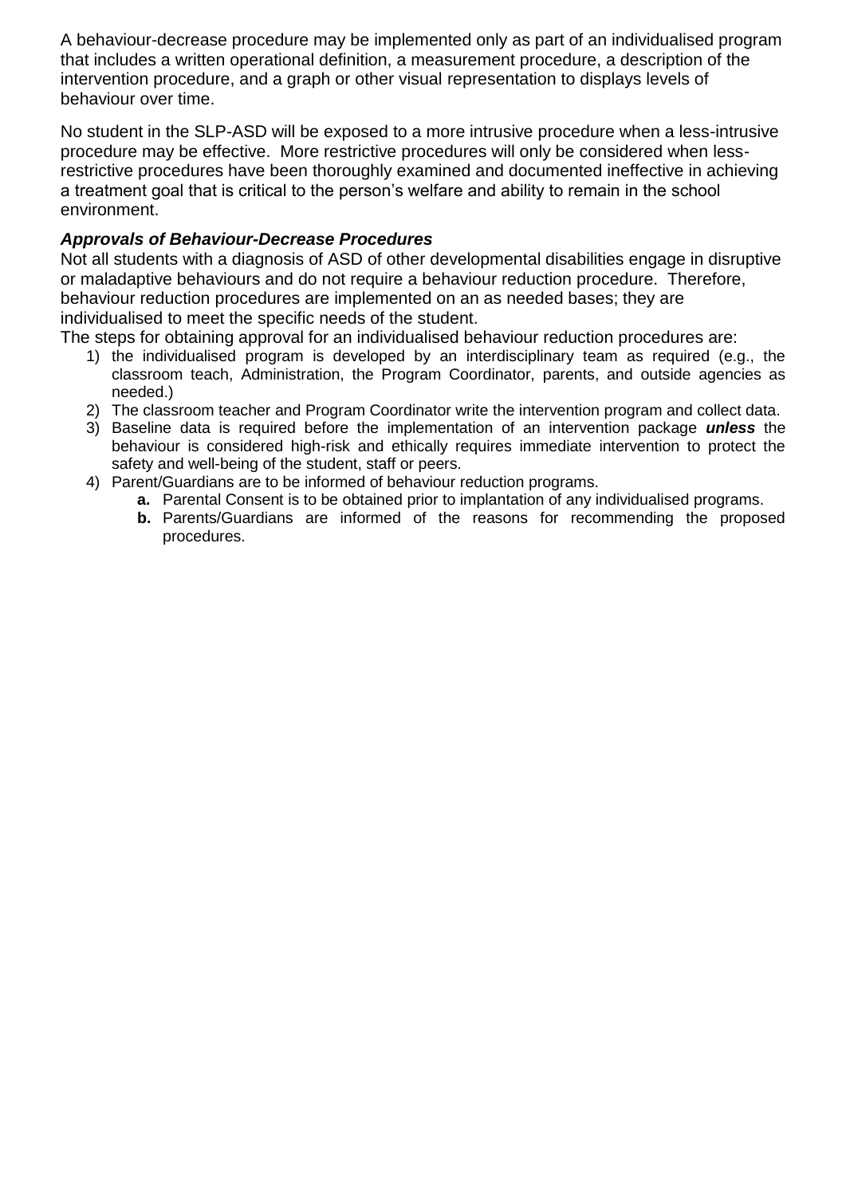A behaviour-decrease procedure may be implemented only as part of an individualised program that includes a written operational definition, a measurement procedure, a description of the intervention procedure, and a graph or other visual representation to displays levels of behaviour over time.

No student in the SLP-ASD will be exposed to a more intrusive procedure when a less-intrusive procedure may be effective. More restrictive procedures will only be considered when less-restrictive procedures have been thoroughly examined and documented ineffective in achieving a treatment goal that is critical to the person's welfare and ability to remain in the school environment.

***Approvals of Behaviour-Decrease Procedures***

Not all students with a diagnosis of ASD of other developmental disabilities engage in disruptive or maladaptive behaviours and do not require a behaviour reduction procedure. Therefore, behaviour reduction procedures are implemented on an as needed bases; they are individualised to meet the specific needs of the student.

The steps for obtaining approval for an individualised behaviour reduction procedures are:

1) the individualised program is developed by an interdisciplinary team as required (e.g., the classroom teach, Administration, the Program Coordinator, parents, and outside agencies as needed.)
2) The classroom teacher and Program Coordinator write the intervention program and collect data.
3) Baseline data is required before the implementation of an intervention package ***unless*** the behaviour is considered high-risk and ethically requires immediate intervention to protect the safety and well-being of the student, staff or peers.
4) Parent/Guardians are to be informed of behaviour reduction programs.
    - **a.** Parental Consent is to be obtained prior to implantation of any individualised programs.
    - **b.** Parents/Guardians are informed of the reasons for recommending the proposed procedures.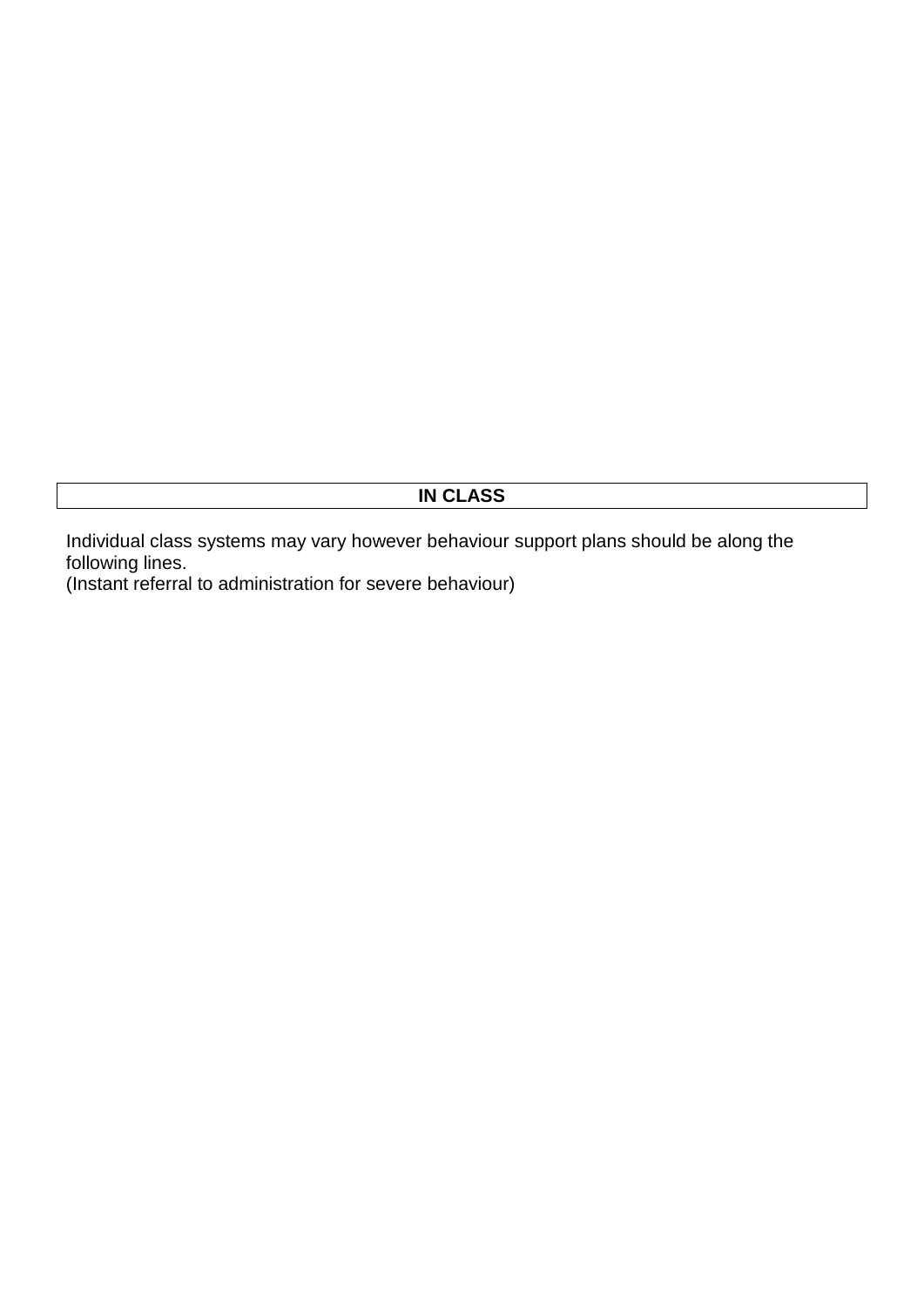## IN CLASS

Individual class systems may vary however behaviour support plans should be along the following lines.
(Instant referral to administration for severe behaviour)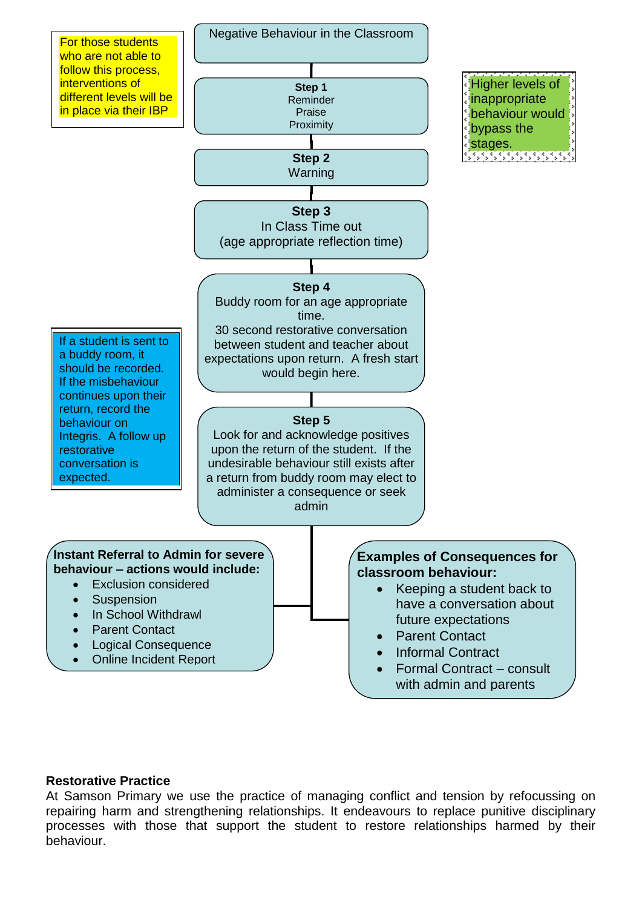For those students who are not able to follow this process, interventions of different levels will be in place via their IBP

**Negative Behaviour in the Classroom**

**Step 1**
Reminder
Praise
Proximity

**Step 2**
Warning

**Step 3**
In Class Time out
(age appropriate reflection time)

Higher levels of inappropriate behaviour would bypass the stages.

**Step 4**
Buddy room for an age appropriate time.
30 second restorative conversation between student and teacher about expectations upon return. A fresh start would begin here.

If a student is sent to a buddy room, it should be recorded. If the misbehaviour continues upon their return, record the behaviour on Integris. A follow up restorative conversation is expected.

**Step 5**
Look for and acknowledge positives upon the return of the student. If the undesirable behaviour still exists after a return from buddy room may elect to administer a consequence or seek admin

**Instant Referral to Admin for severe behaviour – actions would include:**

- Exclusion considered
- Suspension
- In School Withdrawl
- Parent Contact
- Logical Consequence
- Online Incident Report

**Examples of Consequences for classroom behaviour:**

- Keeping a student back to have a conversation about future expectations
- Parent Contact
- Informal Contract
- Formal Contract – consult with admin and parents

**Restorative Practice**

At Samson Primary we use the practice of managing conflict and tension by refocussing on repairing harm and strengthening relationships. It endeavours to replace punitive disciplinary processes with those that support the student to restore relationships harmed by their behaviour.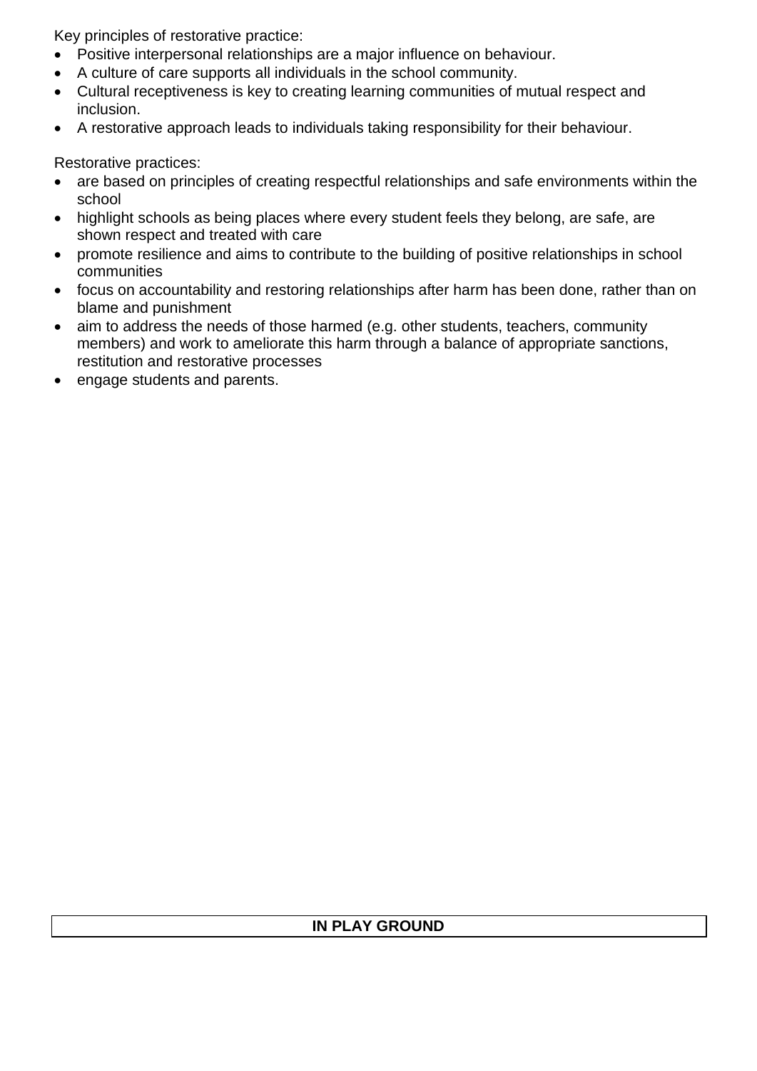Key principles of restorative practice:

- Positive interpersonal relationships are a major influence on behaviour.
- A culture of care supports all individuals in the school community.
- Cultural receptiveness is key to creating learning communities of mutual respect and inclusion.
- A restorative approach leads to individuals taking responsibility for their behaviour.

Restorative practices:

- are based on principles of creating respectful relationships and safe environments within the school
- highlight schools as being places where every student feels they belong, are safe, are shown respect and treated with care
- promote resilience and aims to contribute to the building of positive relationships in school communities
- focus on accountability and restoring relationships after harm has been done, rather than on blame and punishment
- aim to address the needs of those harmed (e.g. other students, teachers, community members) and work to ameliorate this harm through a balance of appropriate sanctions, restitution and restorative processes
- engage students and parents.

| **IN PLAY GROUND** |
|---|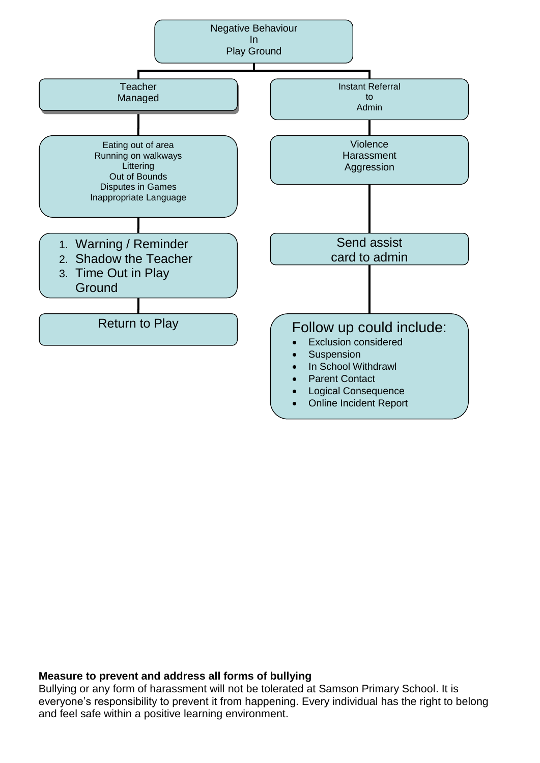Negative Behaviour In Play Ground

**Teacher Managed**

Eating out of area
Running on walkways
Littering
Out of Bounds
Disputes in Games
Inappropriate Language

1. Warning / Reminder
2. Shadow the Teacher
3. Time Out in Play Ground

Return to Play

**Instant Referral to Admin**

Violence
Harassment
Aggression

Send assist card to admin

Follow up could include:

- Exclusion considered
- Suspension
- In School Withdrawl
- Parent Contact
- Logical Consequence
- Online Incident Report

**Measure to prevent and address all forms of bullying**

Bullying or any form of harassment will not be tolerated at Samson Primary School. It is everyone's responsibility to prevent it from happening. Every individual has the right to belong and feel safe within a positive learning environment.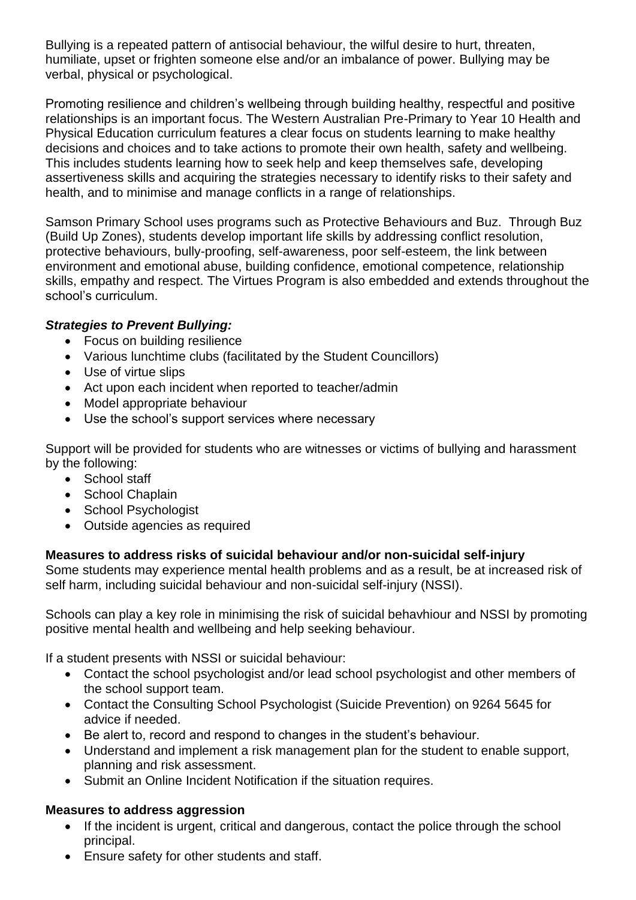Bullying is a repeated pattern of antisocial behaviour, the wilful desire to hurt, threaten, humiliate, upset or frighten someone else and/or an imbalance of power. Bullying may be verbal, physical or psychological.

Promoting resilience and children's wellbeing through building healthy, respectful and positive relationships is an important focus. The Western Australian Pre-Primary to Year 10 Health and Physical Education curriculum features a clear focus on students learning to make healthy decisions and choices and to take actions to promote their own health, safety and wellbeing. This includes students learning how to seek help and keep themselves safe, developing assertiveness skills and acquiring the strategies necessary to identify risks to their safety and health, and to minimise and manage conflicts in a range of relationships.

Samson Primary School uses programs such as Protective Behaviours and Buz. Through Buz (Build Up Zones), students develop important life skills by addressing conflict resolution, protective behaviours, bully-proofing, self-awareness, poor self-esteem, the link between environment and emotional abuse, building confidence, emotional competence, relationship skills, empathy and respect. The Virtues Program is also embedded and extends throughout the school's curriculum.

***Strategies to Prevent Bullying:***

- Focus on building resilience
- Various lunchtime clubs (facilitated by the Student Councillors)
- Use of virtue slips
- Act upon each incident when reported to teacher/admin
- Model appropriate behaviour
- Use the school's support services where necessary

Support will be provided for students who are witnesses or victims of bullying and harassment by the following:

- School staff
- School Chaplain
- School Psychologist
- Outside agencies as required

**Measures to address risks of suicidal behaviour and/or non-suicidal self-injury**

Some students may experience mental health problems and as a result, be at increased risk of self harm, including suicidal behaviour and non-suicidal self-injury (NSSI).

Schools can play a key role in minimising the risk of suicidal behavhiour and NSSI by promoting positive mental health and wellbeing and help seeking behaviour.

If a student presents with NSSI or suicidal behaviour:

- Contact the school psychologist and/or lead school psychologist and other members of the school support team.
- Contact the Consulting School Psychologist (Suicide Prevention) on 9264 5645 for advice if needed.
- Be alert to, record and respond to changes in the student's behaviour.
- Understand and implement a risk management plan for the student to enable support, planning and risk assessment.
- Submit an Online Incident Notification if the situation requires.

**Measures to address aggression**

- If the incident is urgent, critical and dangerous, contact the police through the school principal.
- Ensure safety for other students and staff.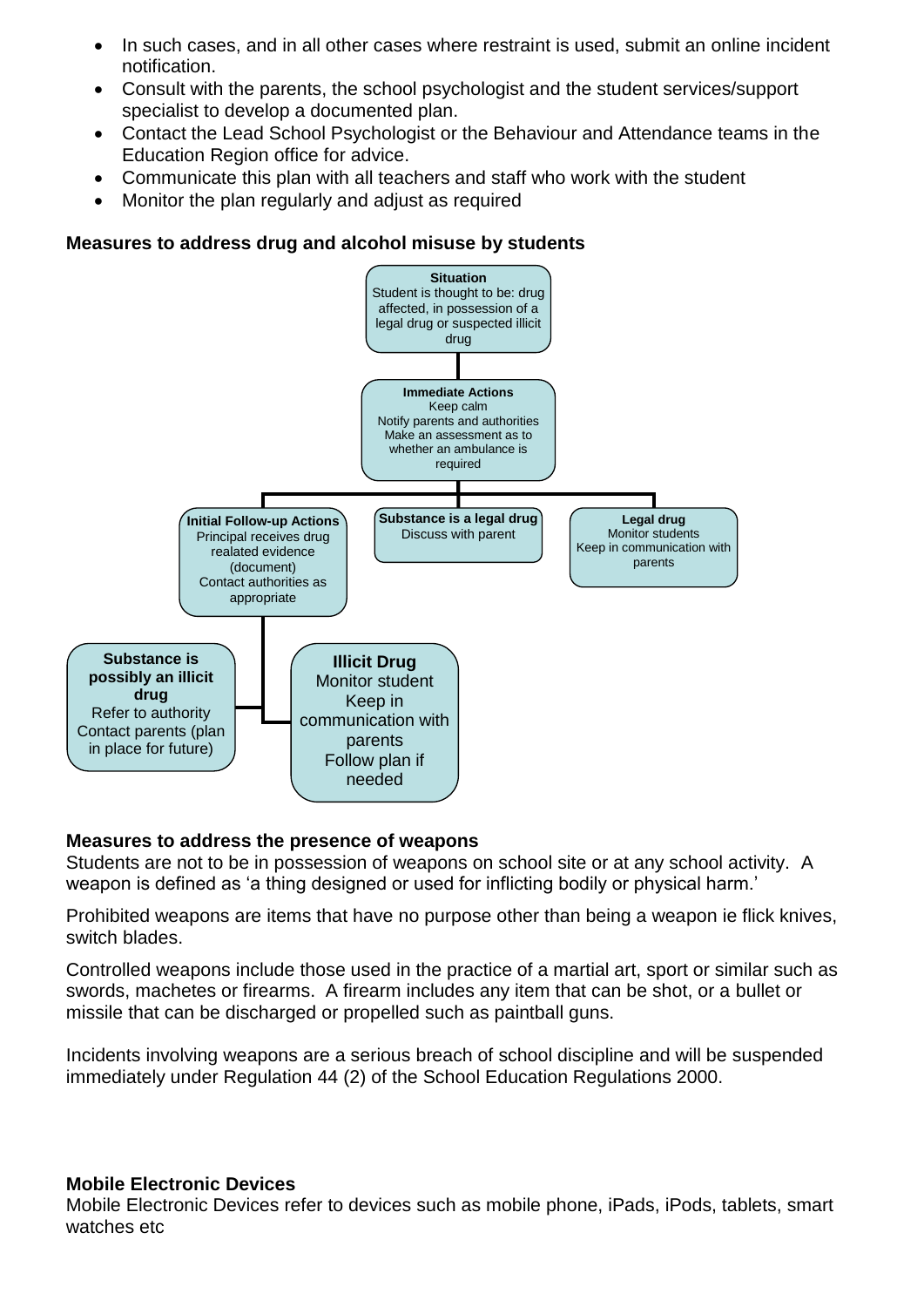- In such cases, and in all other cases where restraint is used, submit an online incident notification.
- Consult with the parents, the school psychologist and the student services/support specialist to develop a documented plan.
- Contact the Lead School Psychologist or the Behaviour and Attendance teams in the Education Region office for advice.
- Communicate this plan with all teachers and staff who work with the student
- Monitor the plan regularly and adjust as required

**Measures to address drug and alcohol misuse by students**

**Situation**
Student is thought to be: drug affected, in possession of a legal drug or suspected illicit drug

**Immediate Actions**
Keep calm
Notify parents and authorities
Make an assessment as to whether an ambulance is required

**Initial Follow-up Actions**
Principal receives drug realated evidence (document)
Contact authorities as appropriate

**Substance is a legal drug**
Discuss with parent

**Legal drug**
Monitor students
Keep in communication with parents

**Substance is possibly an illicit drug**
Refer to authority
Contact parents (plan in place for future)

**Illicit Drug**
Monitor student
Keep in communication with parents
Follow plan if needed

**Measures to address the presence of weapons**

Students are not to be in possession of weapons on school site or at any school activity. A weapon is defined as 'a thing designed or used for inflicting bodily or physical harm.'

Prohibited weapons are items that have no purpose other than being a weapon ie flick knives, switch blades.

Controlled weapons include those used in the practice of a martial art, sport or similar such as swords, machetes or firearms. A firearm includes any item that can be shot, or a bullet or missile that can be discharged or propelled such as paintball guns.

Incidents involving weapons are a serious breach of school discipline and will be suspended immediately under Regulation 44 (2) of the School Education Regulations 2000.

**Mobile Electronic Devices**

Mobile Electronic Devices refer to devices such as mobile phone, iPads, iPods, tablets, smart watches etc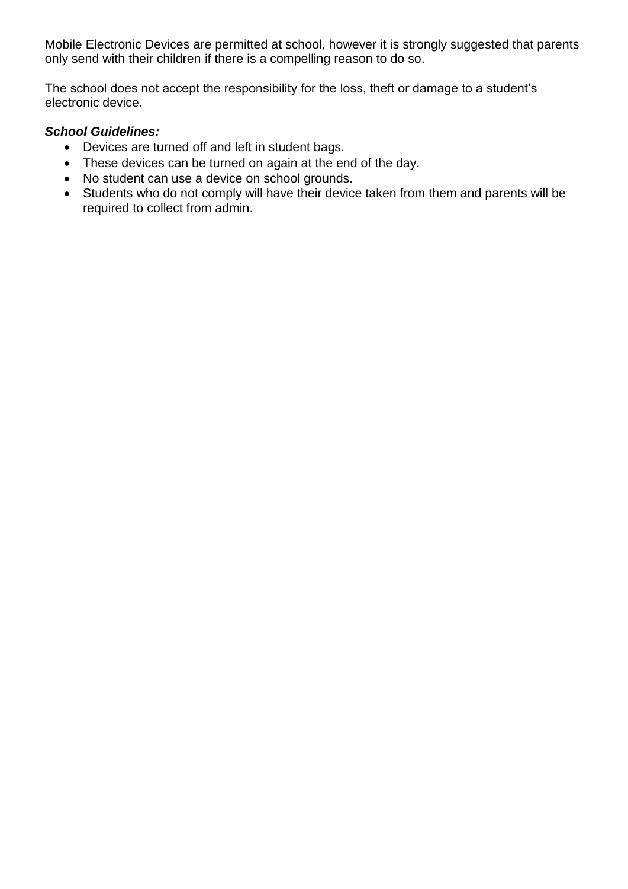Mobile Electronic Devices are permitted at school, however it is strongly suggested that parents only send with their children if there is a compelling reason to do so.

The school does not accept the responsibility for the loss, theft or damage to a student's electronic device.

***School Guidelines:***

- Devices are turned off and left in student bags.
- These devices can be turned on again at the end of the day.
- No student can use a device on school grounds.
- Students who do not comply will have their device taken from them and parents will be required to collect from admin.